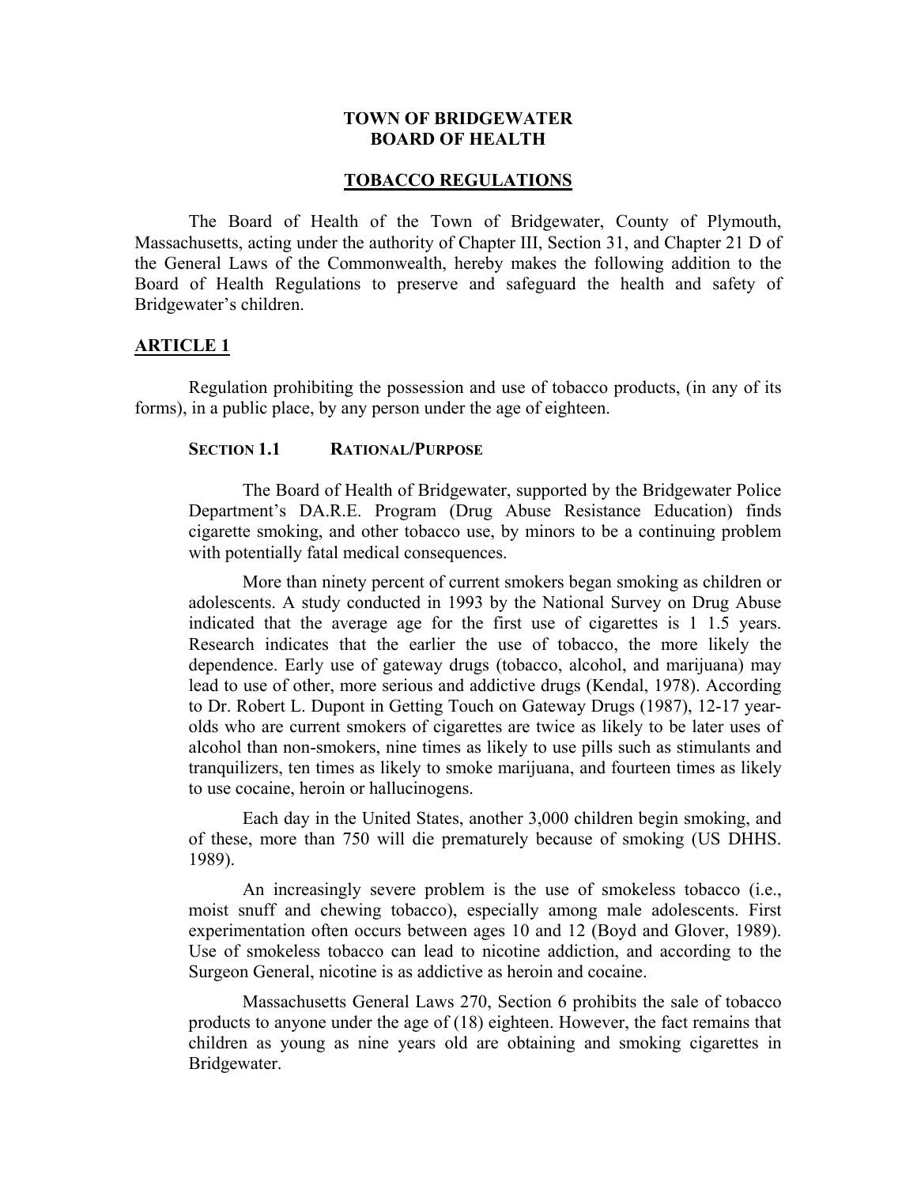# TOWN OF BRIDGEWATER
# BOARD OF HEALTH

## TOBACCO REGULATIONS

The Board of Health of the Town of Bridgewater, County of Plymouth, Massachusetts, acting under the authority of Chapter III, Section 31, and Chapter 21 D of the General Laws of the Commonwealth, hereby makes the following addition to the Board of Health Regulations to preserve and safeguard the health and safety of Bridgewater's children.

## ARTICLE 1

Regulation prohibiting the possession and use of tobacco products, (in any of its forms), in a public place, by any person under the age of eighteen.

### SECTION 1.1 RATIONAL/PURPOSE

The Board of Health of Bridgewater, supported by the Bridgewater Police Department's DA.R.E. Program (Drug Abuse Resistance Education) finds cigarette smoking, and other tobacco use, by minors to be a continuing problem with potentially fatal medical consequences.

More than ninety percent of current smokers began smoking as children or adolescents. A study conducted in 1993 by the National Survey on Drug Abuse indicated that the average age for the first use of cigarettes is 1 1.5 years. Research indicates that the earlier the use of tobacco, the more likely the dependence. Early use of gateway drugs (tobacco, alcohol, and marijuana) may lead to use of other, more serious and addictive drugs (Kendal, 1978). According to Dr. Robert L. Dupont in Getting Touch on Gateway Drugs (1987), 12-17 year-olds who are current smokers of cigarettes are twice as likely to be later uses of alcohol than non-smokers, nine times as likely to use pills such as stimulants and tranquilizers, ten times as likely to smoke marijuana, and fourteen times as likely to use cocaine, heroin or hallucinogens.

Each day in the United States, another 3,000 children begin smoking, and of these, more than 750 will die prematurely because of smoking (US DHHS. 1989).

An increasingly severe problem is the use of smokeless tobacco (i.e., moist snuff and chewing tobacco), especially among male adolescents. First experimentation often occurs between ages 10 and 12 (Boyd and Glover, 1989). Use of smokeless tobacco can lead to nicotine addiction, and according to the Surgeon General, nicotine is as addictive as heroin and cocaine.

Massachusetts General Laws 270, Section 6 prohibits the sale of tobacco products to anyone under the age of (18) eighteen. However, the fact remains that children as young as nine years old are obtaining and smoking cigarettes in Bridgewater.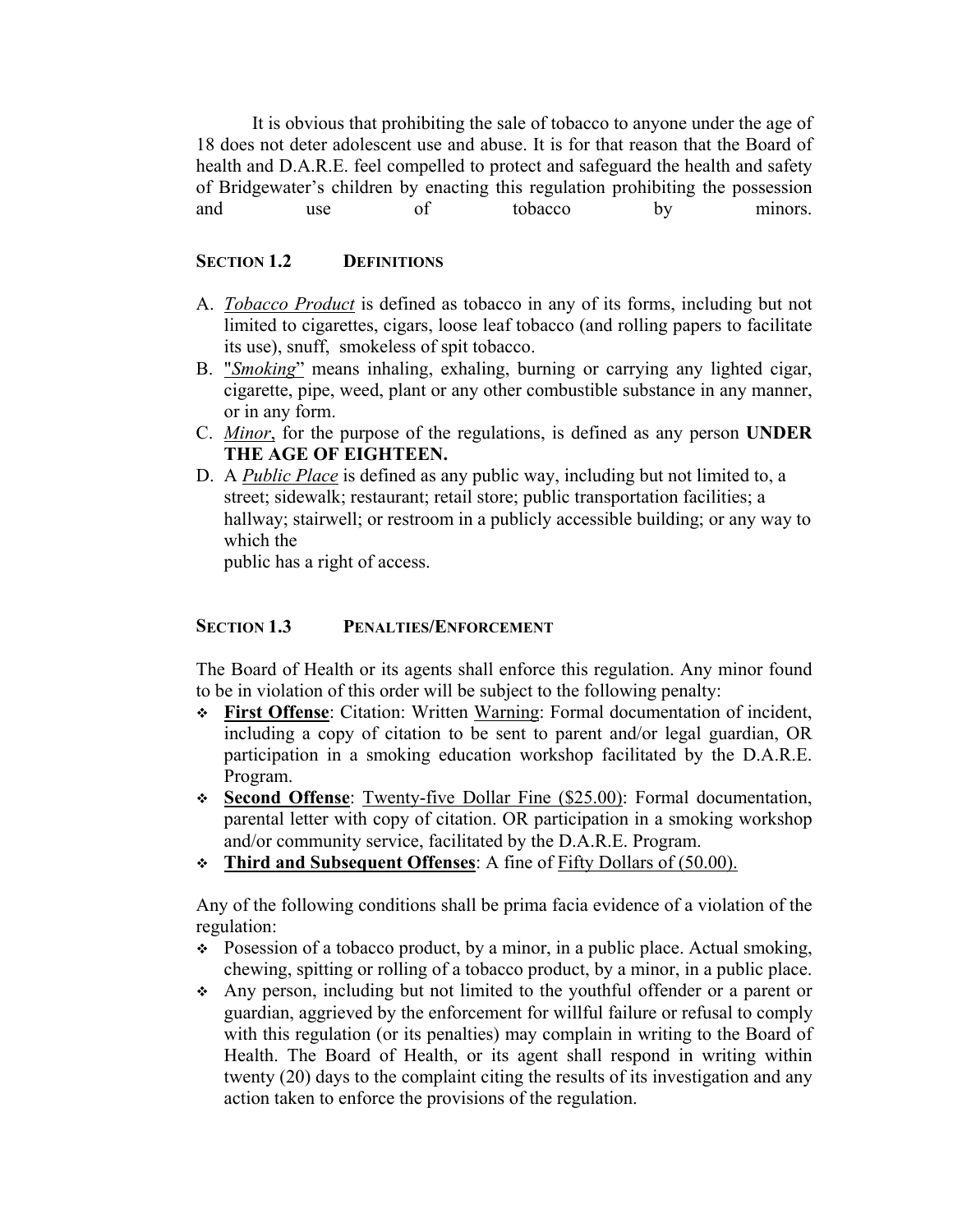It is obvious that prohibiting the sale of tobacco to anyone under the age of 18 does not deter adolescent use and abuse. It is for that reason that the Board of health and D.A.R.E. feel compelled to protect and safeguard the health and safety of Bridgewater's children by enacting this regulation prohibiting the possession and use of tobacco by minors.

### SECTION 1.2 DEFINITIONS

A. *Tobacco Product* is defined as tobacco in any of its forms, including but not limited to cigarettes, cigars, loose leaf tobacco (and rolling papers to facilitate its use), snuff, smokeless of spit tobacco.
B. "*Smoking*" means inhaling, exhaling, burning or carrying any lighted cigar, cigarette, pipe, weed, plant or any other combustible substance in any manner, or in any form.
C. *Minor*, for the purpose of the regulations, is defined as any person **UNDER THE AGE OF EIGHTEEN.**
D. A *Public Place* is defined as any public way, including but not limited to, a street; sidewalk; restaurant; retail store; public transportation facilities; a hallway; stairwell; or restroom in a publicly accessible building; or any way to which the public has a right of access.

### SECTION 1.3 PENALTIES/ENFORCEMENT

The Board of Health or its agents shall enforce this regulation. Any minor found to be in violation of this order will be subject to the following penalty:

- **First Offense**: Citation: Written Warning: Formal documentation of incident, including a copy of citation to be sent to parent and/or legal guardian, OR participation in a smoking education workshop facilitated by the D.A.R.E. Program.
- **Second Offense**: Twenty-five Dollar Fine ($25.00): Formal documentation, parental letter with copy of citation. OR participation in a smoking workshop and/or community service, facilitated by the D.A.R.E. Program.
- **Third and Subsequent Offenses**: A fine of Fifty Dollars of (50.00).

Any of the following conditions shall be prima facia evidence of a violation of the regulation:

- Posession of a tobacco product, by a minor, in a public place. Actual smoking, chewing, spitting or rolling of a tobacco product, by a minor, in a public place.
- Any person, including but not limited to the youthful offender or a parent or guardian, aggrieved by the enforcement for willful failure or refusal to comply with this regulation (or its penalties) may complain in writing to the Board of Health. The Board of Health, or its agent shall respond in writing within twenty (20) days to the complaint citing the results of its investigation and any action taken to enforce the provisions of the regulation.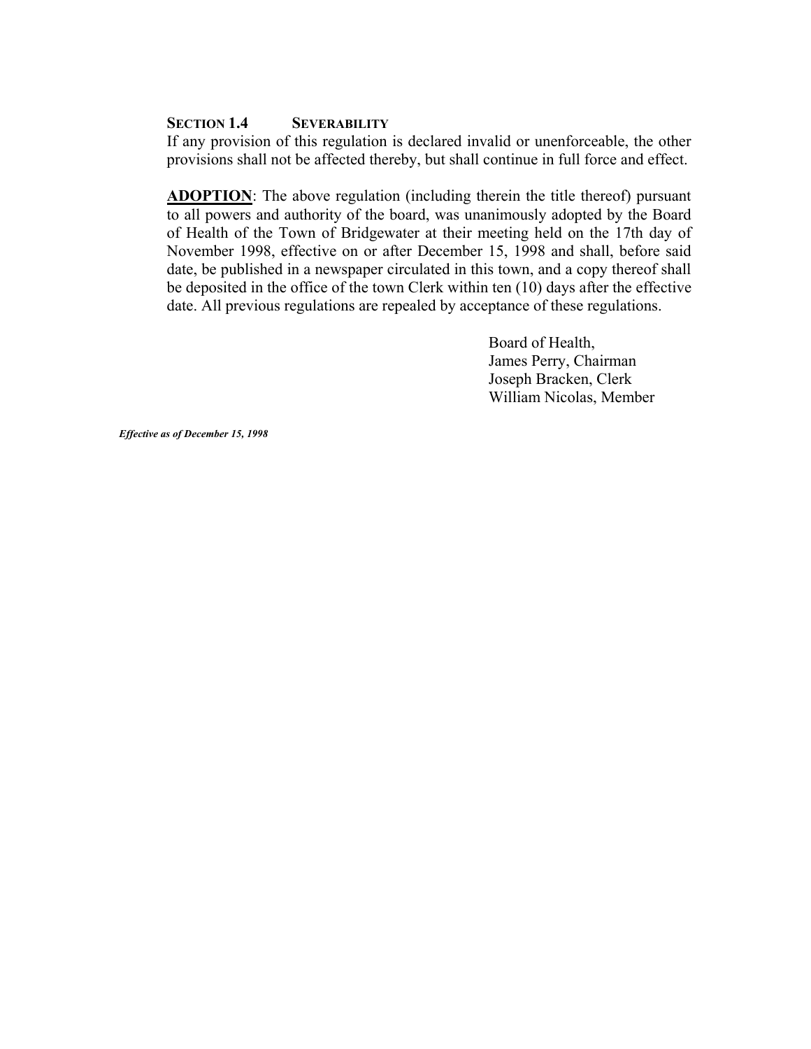### Section 1.4 Severability

If any provision of this regulation is declared invalid or unenforceable, the other provisions shall not be affected thereby, but shall continue in full force and effect.

**ADOPTION**: The above regulation (including therein the title thereof) pursuant to all powers and authority of the board, was unanimously adopted by the Board of Health of the Town of Bridgewater at their meeting held on the 17th day of November 1998, effective on or after December 15, 1998 and shall, before said date, be published in a newspaper circulated in this town, and a copy thereof shall be deposited in the office of the town Clerk within ten (10) days after the effective date. All previous regulations are repealed by acceptance of these regulations.

Board of Health,
James Perry, Chairman
Joseph Bracken, Clerk
William Nicolas, Member

***Effective as of December 15, 1998***